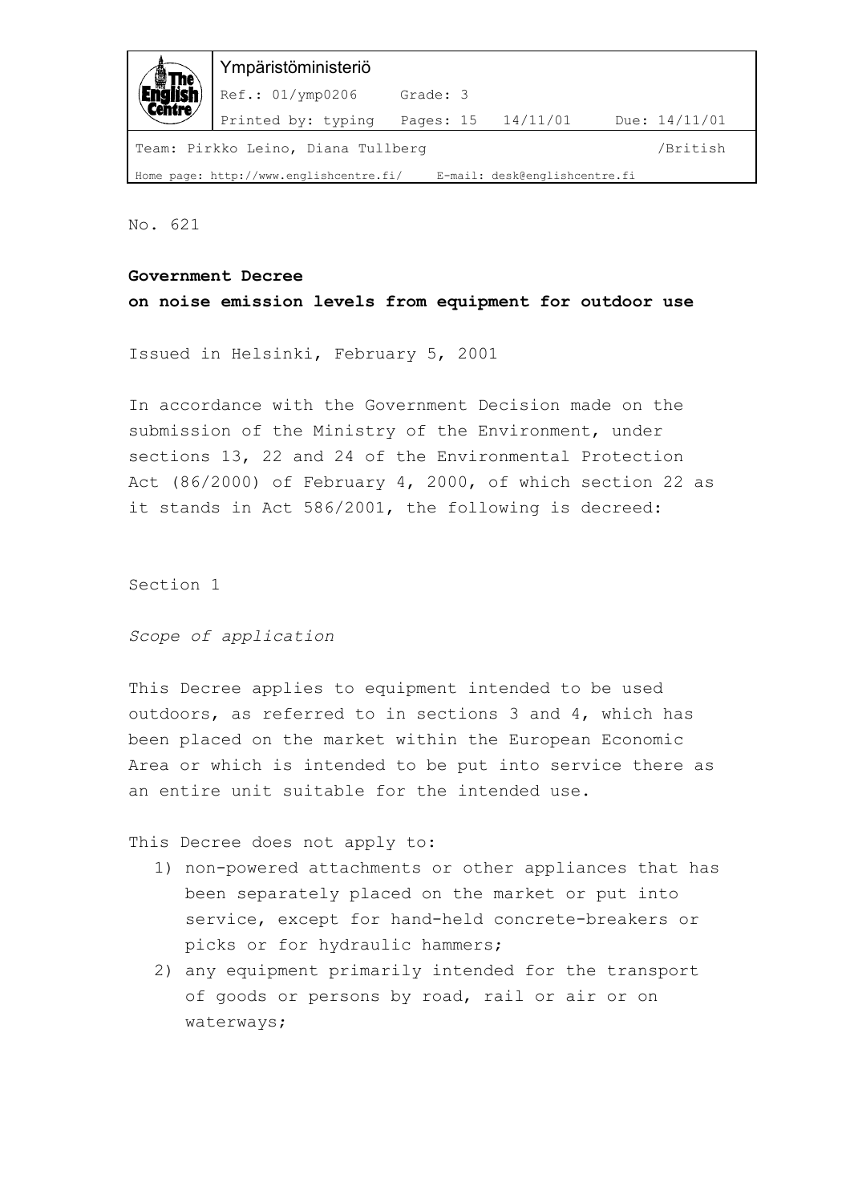No. 621

**Government Decree**
**on noise emission levels from equipment for outdoor use**

Issued in Helsinki, February 5, 2001

In accordance with the Government Decision made on the submission of the Ministry of the Environment, under sections 13, 22 and 24 of the Environmental Protection Act (86/2000) of February 4, 2000, of which section 22 as it stands in Act 586/2001, the following is decreed:

Section 1

*Scope of application*

This Decree applies to equipment intended to be used outdoors, as referred to in sections 3 and 4, which has been placed on the market within the European Economic Area or which is intended to be put into service there as an entire unit suitable for the intended use.

This Decree does not apply to:

1) non-powered attachments or other appliances that has been separately placed on the market or put into service, except for hand-held concrete-breakers or picks or for hydraulic hammers;
2) any equipment primarily intended for the transport of goods or persons by road, rail or air or on waterways;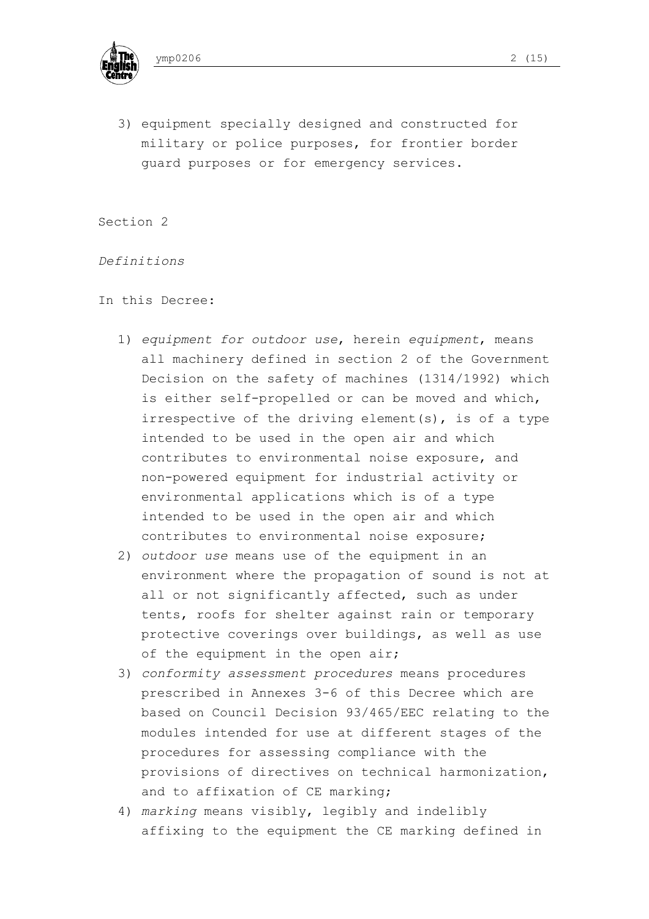3) equipment specially designed and constructed for military or police purposes, for frontier border guard purposes or for emergency services.

Section 2

*Definitions*

In this Decree:

1) *equipment for outdoor use*, herein *equipment*, means all machinery defined in section 2 of the Government Decision on the safety of machines (1314/1992) which is either self-propelled or can be moved and which, irrespective of the driving element(s), is of a type intended to be used in the open air and which contributes to environmental noise exposure, and non-powered equipment for industrial activity or environmental applications which is of a type intended to be used in the open air and which contributes to environmental noise exposure;
2) *outdoor use* means use of the equipment in an environment where the propagation of sound is not at all or not significantly affected, such as under tents, roofs for shelter against rain or temporary protective coverings over buildings, as well as use of the equipment in the open air;
3) *conformity assessment procedures* means procedures prescribed in Annexes 3-6 of this Decree which are based on Council Decision 93/465/EEC relating to the modules intended for use at different stages of the procedures for assessing compliance with the provisions of directives on technical harmonization, and to affixation of CE marking;
4) *marking* means visibly, legibly and indelibly affixing to the equipment the CE marking defined in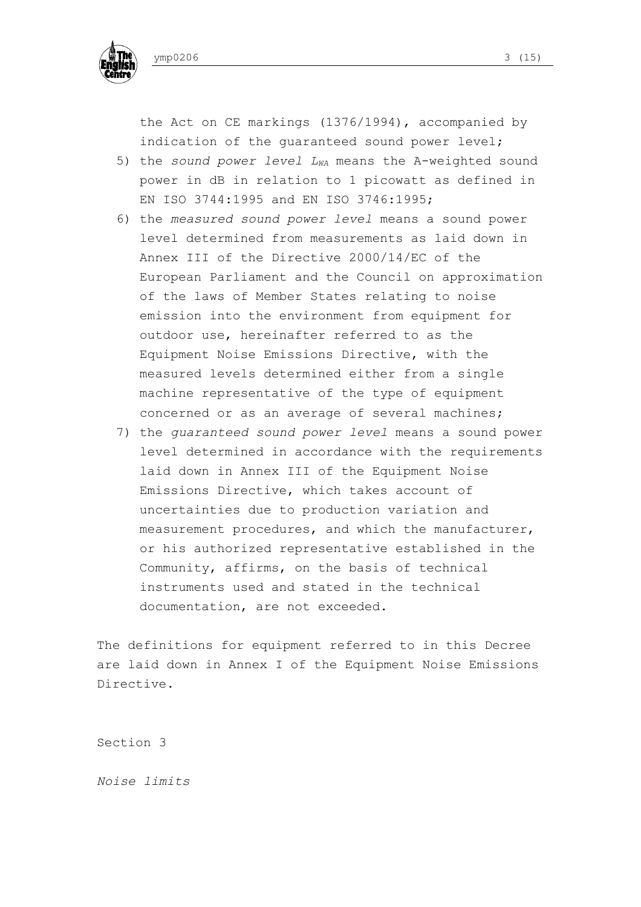the Act on CE markings (1376/1994), accompanied by indication of the guaranteed sound power level;

5) the *sound power level* $L_{WA}$ means the A-weighted sound power in dB in relation to 1 picowatt as defined in EN ISO 3744:1995 and EN ISO 3746:1995;
6) the *measured sound power level* means a sound power level determined from measurements as laid down in Annex III of the Directive 2000/14/EC of the European Parliament and the Council on approximation of the laws of Member States relating to noise emission into the environment from equipment for outdoor use, hereinafter referred to as the Equipment Noise Emissions Directive, with the measured levels determined either from a single machine representative of the type of equipment concerned or as an average of several machines;
7) the *guaranteed sound power level* means a sound power level determined in accordance with the requirements laid down in Annex III of the Equipment Noise Emissions Directive, which takes account of uncertainties due to production variation and measurement procedures, and which the manufacturer, or his authorized representative established in the Community, affirms, on the basis of technical instruments used and stated in the technical documentation, are not exceeded.

The definitions for equipment referred to in this Decree are laid down in Annex I of the Equipment Noise Emissions Directive.

Section 3

*Noise limits*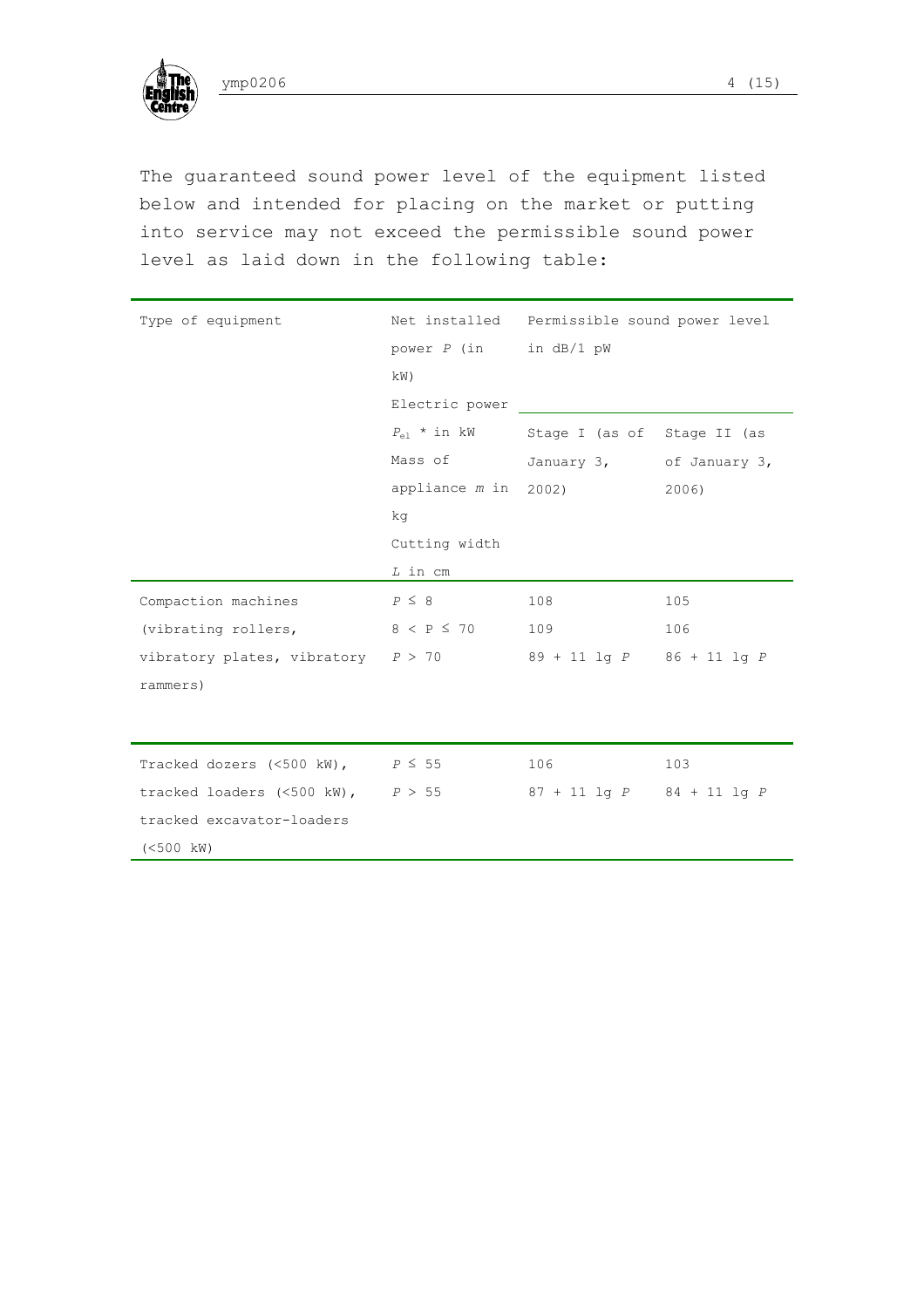The guaranteed sound power level of the equipment listed below and intended for placing on the market or putting into service may not exceed the permissible sound power level as laid down in the following table:

| Type of equipment | Net installed power $P$ (in kW) Electric power $P_{el}$ * in kW Mass of appliance $m$ in kg Cutting width $L$ in cm | Permissible sound power level in dB/1 pW | |
|---|---|---|---|
| | | Stage I (as of January 3, 2002) | Stage II (as of January 3, 2006) |
| Compaction machines (vibrating rollers, vibratory plates, vibratory rammers) | $P \leq 8$ | 108 | 105 |
| | $8 < P \leq 70$ | 109 | 106 |
| | $P > 70$ | $89 + 11 \lg P$ | $86 + 11 \lg P$ |
| Tracked dozers (<500 kW), tracked loaders (<500 kW), tracked excavator-loaders (<500 kW) | $P \leq 55$ | 106 | 103 |
| | $P > 55$ | $87 + 11 \lg P$ | $84 + 11 \lg P$ |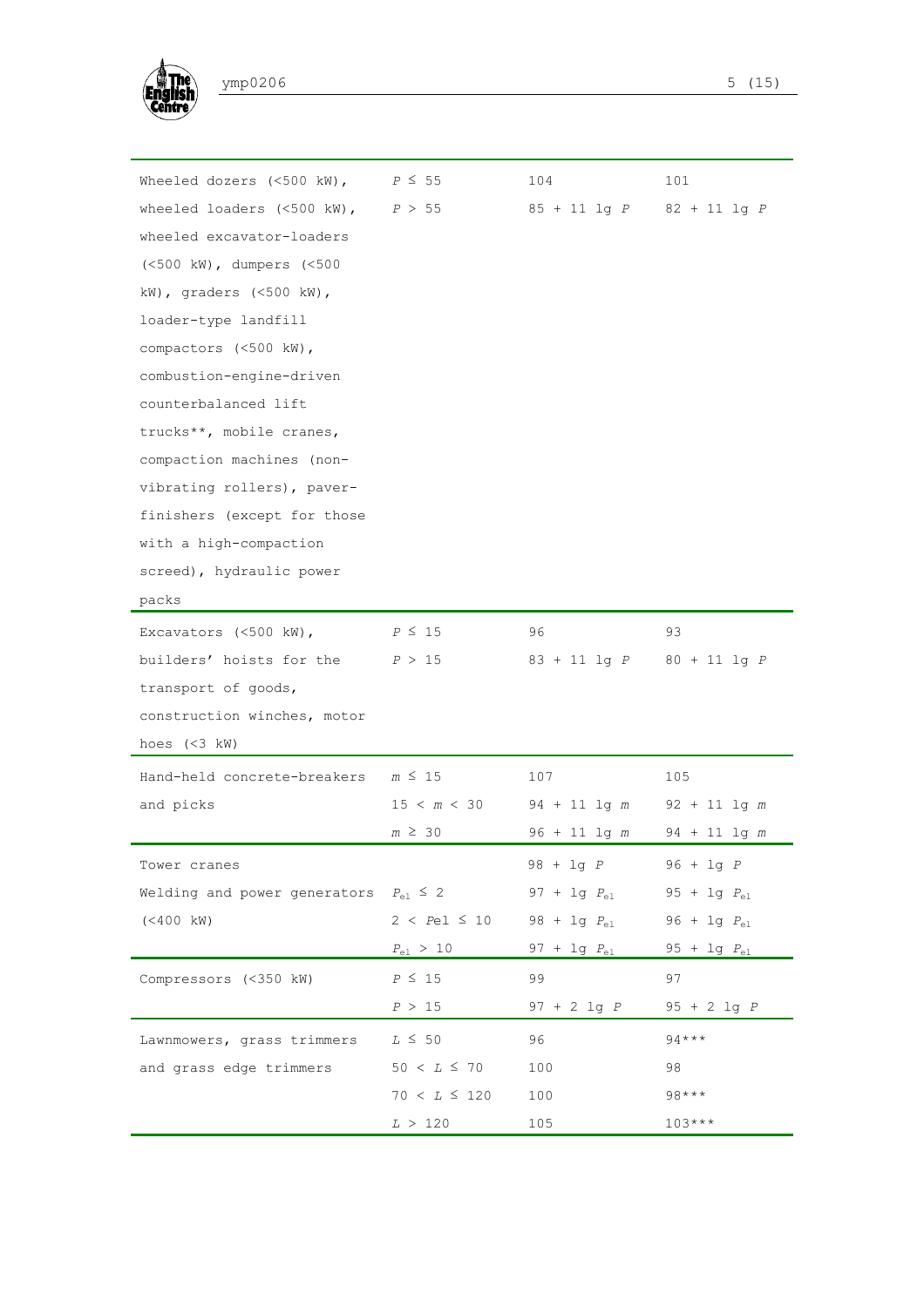| | | | |
|---|---|---|---|
| Wheeled dozers (<500 kW), wheeled loaders (<500 kW), wheeled excavator-loaders (<500 kW), dumpers (<500 kW), graders (<500 kW), loader-type landfill compactors (<500 kW), combustion-engine-driven counterbalanced lift trucks**, mobile cranes, compaction machines (non-vibrating rollers), paver-finishers (except for those with a high-compaction screed), hydraulic power packs | $P \leq 55$ | 104 | 101 |
| | $P > 55$ | $85 + 11 \lg P$ | $82 + 11 \lg P$ |
| Excavators (<500 kW), builders' hoists for the transport of goods, construction winches, motor hoes (<3 kW) | $P \leq 15$ | 96 | 93 |
| | $P > 15$ | $83 + 11 \lg P$ | $80 + 11 \lg P$ |
| Hand-held concrete-breakers and picks | $m \leq 15$ | 107 | 105 |
| | $15 < m < 30$ | $94 + 11 \lg m$ | $92 + 11 \lg m$ |
| | $m \geq 30$ | $96 + 11 \lg m$ | $94 + 11 \lg m$ |
| Tower cranes | | $98 + \lg P$ | $96 + \lg P$ |
| Welding and power generators (<400 kW) | $P_{el} \leq 2$ | $97 + \lg P_{el}$ | $95 + \lg P_{el}$ |
| | $2 < P_{el} \leq 10$ | $98 + \lg P_{el}$ | $96 + \lg P_{el}$ |
| | $P_{el} > 10$ | $97 + \lg P_{el}$ | $95 + \lg P_{el}$ |
| Compressors (<350 kW) | $P \leq 15$ | 99 | 97 |
| | $P > 15$ | $97 + 2 \lg P$ | $95 + 2 \lg P$ |
| Lawnmowers, grass trimmers and grass edge trimmers | $L \leq 50$ | 96 | 94*** |
| | $50 < L \leq 70$ | 100 | 98 |
| | $70 < L \leq 120$ | 100 | 98*** |
| | $L > 120$ | 105 | 103*** |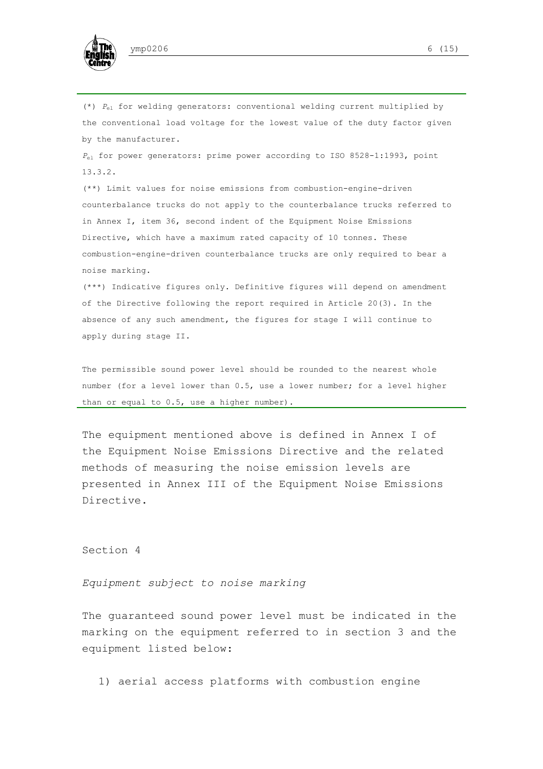(*) $P_{el}$ for welding generators: conventional welding current multiplied by the conventional load voltage for the lowest value of the duty factor given by the manufacturer.

$P_{el}$ for power generators: prime power according to ISO 8528-1:1993, point 13.3.2.

(**) Limit values for noise emissions from combustion-engine-driven counterbalance trucks do not apply to the counterbalance trucks referred to in Annex I, item 36, second indent of the Equipment Noise Emissions Directive, which have a maximum rated capacity of 10 tonnes. These combustion-engine-driven counterbalance trucks are only required to bear a noise marking.

(***) Indicative figures only. Definitive figures will depend on amendment of the Directive following the report required in Article 20(3). In the absence of any such amendment, the figures for stage I will continue to apply during stage II.

The permissible sound power level should be rounded to the nearest whole number (for a level lower than 0.5, use a lower number; for a level higher than or equal to 0.5, use a higher number).

The equipment mentioned above is defined in Annex I of the Equipment Noise Emissions Directive and the related methods of measuring the noise emission levels are presented in Annex III of the Equipment Noise Emissions Directive.

## Section 4

*Equipment subject to noise marking*

The guaranteed sound power level must be indicated in the marking on the equipment referred to in section 3 and the equipment listed below:

1) aerial access platforms with combustion engine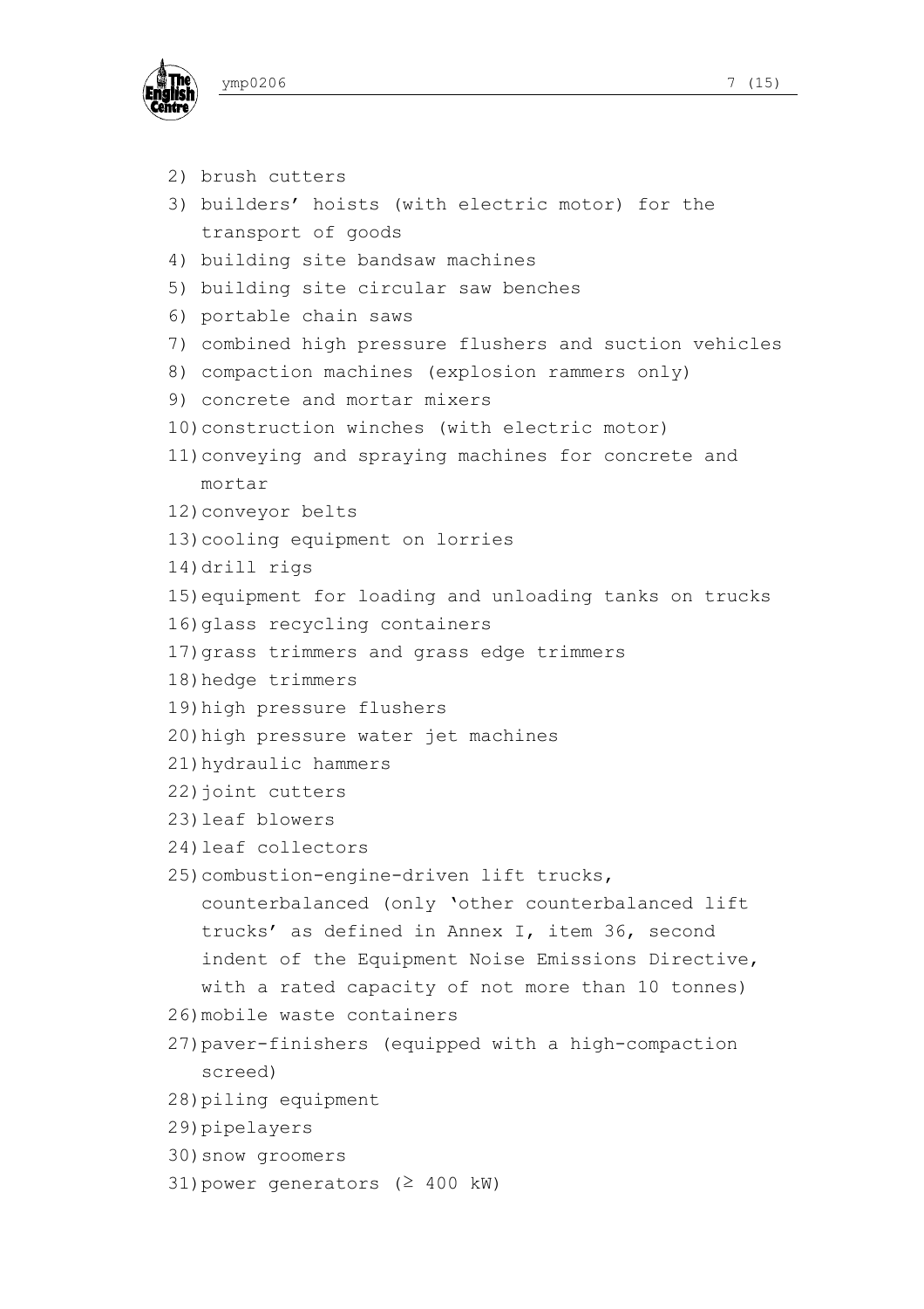2) brush cutters
3) builders' hoists (with electric motor) for the transport of goods
4) building site bandsaw machines
5) building site circular saw benches
6) portable chain saws
7) combined high pressure flushers and suction vehicles
8) compaction machines (explosion rammers only)
9) concrete and mortar mixers
10) construction winches (with electric motor)
11) conveying and spraying machines for concrete and mortar
12) conveyor belts
13) cooling equipment on lorries
14) drill rigs
15) equipment for loading and unloading tanks on trucks
16) glass recycling containers
17) grass trimmers and grass edge trimmers
18) hedge trimmers
19) high pressure flushers
20) high pressure water jet machines
21) hydraulic hammers
22) joint cutters
23) leaf blowers
24) leaf collectors
25) combustion-engine-driven lift trucks, counterbalanced (only 'other counterbalanced lift trucks' as defined in Annex I, item 36, second indent of the Equipment Noise Emissions Directive, with a rated capacity of not more than 10 tonnes)
26) mobile waste containers
27) paver-finishers (equipped with a high-compaction screed)
28) piling equipment
29) pipelayers
30) snow groomers
31) power generators (≥ 400 kW)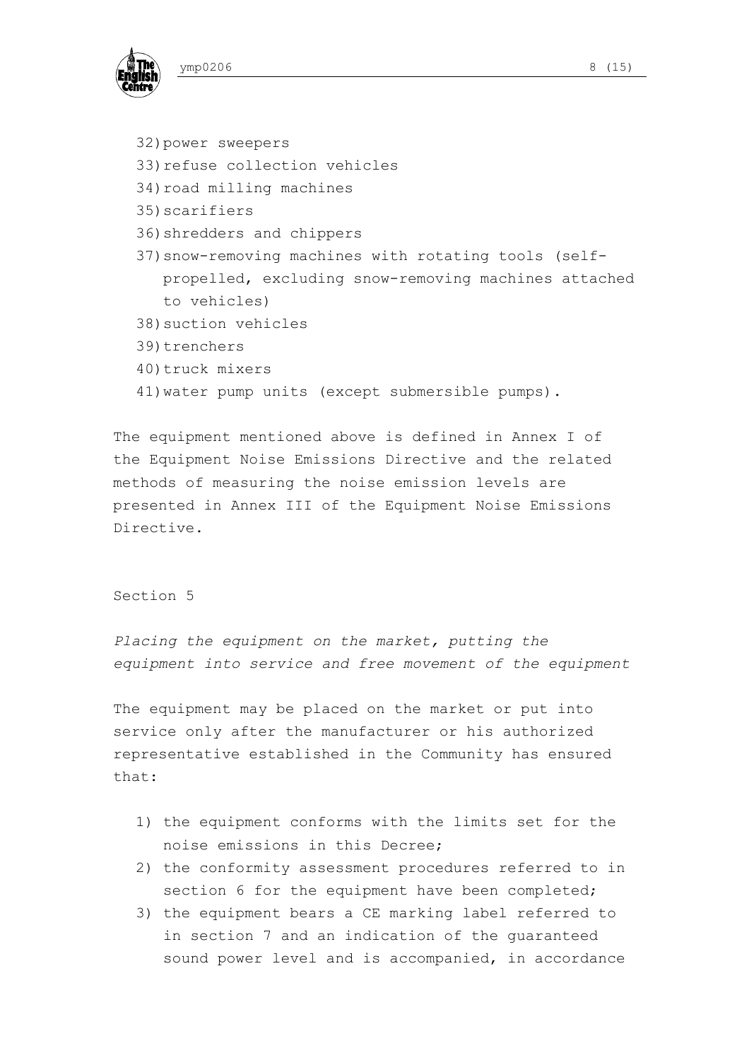32) power sweepers
33) refuse collection vehicles
34) road milling machines
35) scarifiers
36) shredders and chippers
37) snow-removing machines with rotating tools (self-propelled, excluding snow-removing machines attached to vehicles)
38) suction vehicles
39) trenchers
40) truck mixers
41) water pump units (except submersible pumps).

The equipment mentioned above is defined in Annex I of the Equipment Noise Emissions Directive and the related methods of measuring the noise emission levels are presented in Annex III of the Equipment Noise Emissions Directive.

Section 5

*Placing the equipment on the market, putting the equipment into service and free movement of the equipment*

The equipment may be placed on the market or put into service only after the manufacturer or his authorized representative established in the Community has ensured that:

1) the equipment conforms with the limits set for the noise emissions in this Decree;
2) the conformity assessment procedures referred to in section 6 for the equipment have been completed;
3) the equipment bears a CE marking label referred to in section 7 and an indication of the guaranteed sound power level and is accompanied, in accordance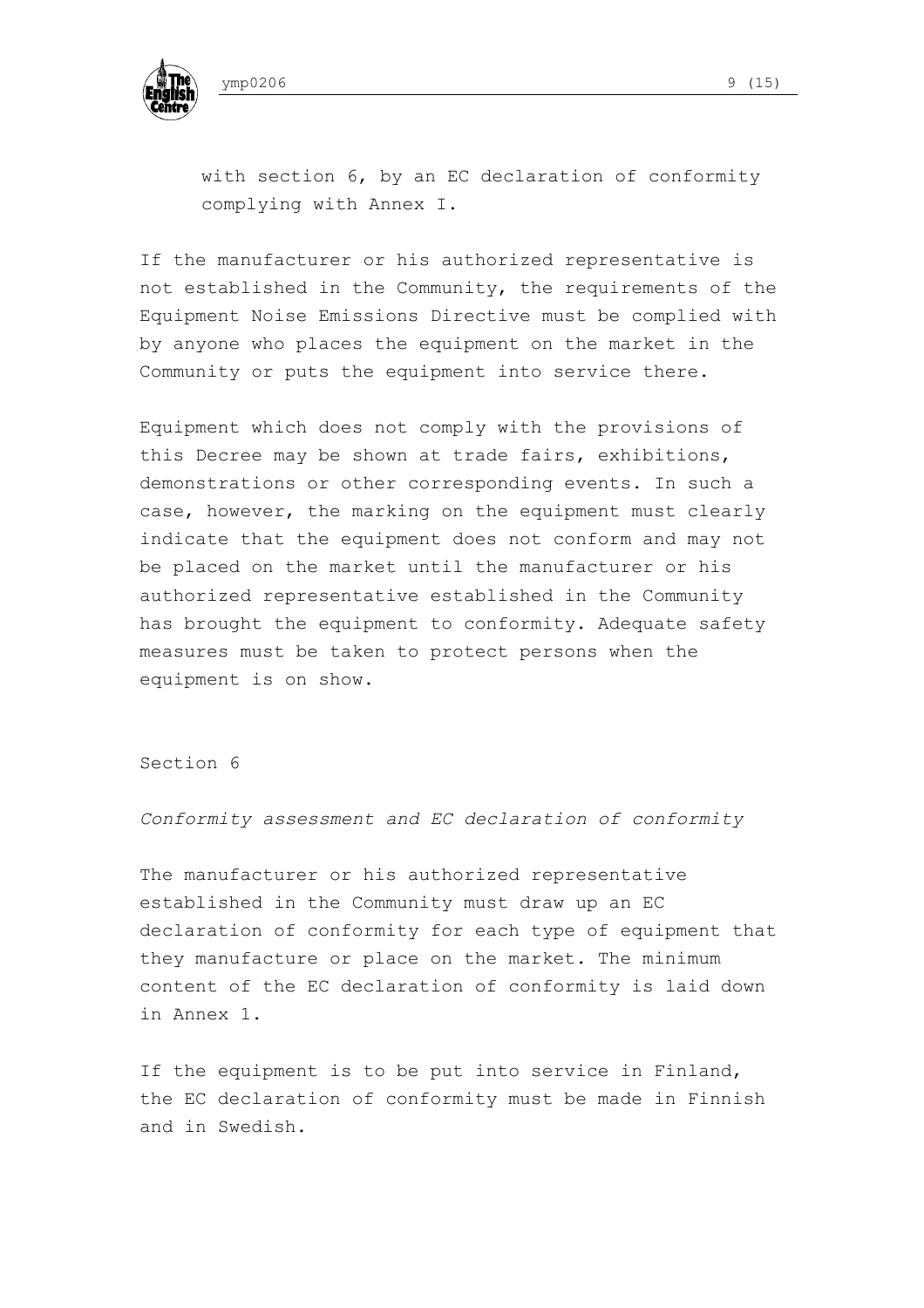with section 6, by an EC declaration of conformity complying with Annex I.

If the manufacturer or his authorized representative is not established in the Community, the requirements of the Equipment Noise Emissions Directive must be complied with by anyone who places the equipment on the market in the Community or puts the equipment into service there.

Equipment which does not comply with the provisions of this Decree may be shown at trade fairs, exhibitions, demonstrations or other corresponding events. In such a case, however, the marking on the equipment must clearly indicate that the equipment does not conform and may not be placed on the market until the manufacturer or his authorized representative established in the Community has brought the equipment to conformity. Adequate safety measures must be taken to protect persons when the equipment is on show.

Section 6

*Conformity assessment and EC declaration of conformity*

The manufacturer or his authorized representative established in the Community must draw up an EC declaration of conformity for each type of equipment that they manufacture or place on the market. The minimum content of the EC declaration of conformity is laid down in Annex 1.

If the equipment is to be put into service in Finland, the EC declaration of conformity must be made in Finnish and in Swedish.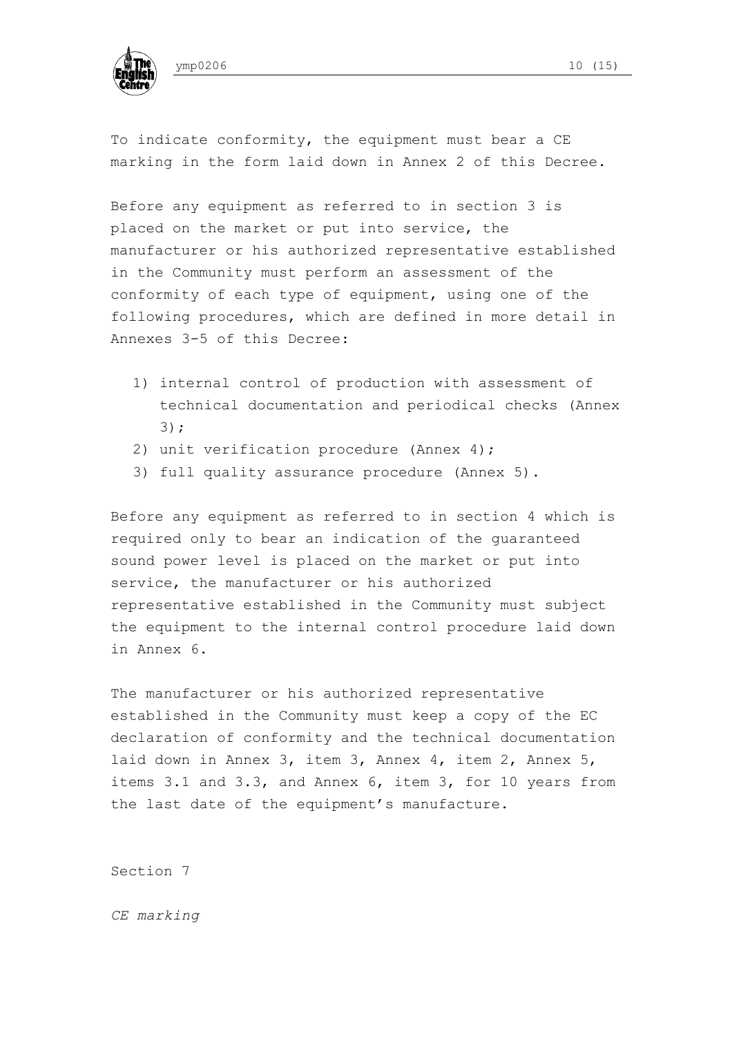To indicate conformity, the equipment must bear a CE marking in the form laid down in Annex 2 of this Decree.

Before any equipment as referred to in section 3 is placed on the market or put into service, the manufacturer or his authorized representative established in the Community must perform an assessment of the conformity of each type of equipment, using one of the following procedures, which are defined in more detail in Annexes 3-5 of this Decree:

1) internal control of production with assessment of technical documentation and periodical checks (Annex 3);
2) unit verification procedure (Annex 4);
3) full quality assurance procedure (Annex 5).

Before any equipment as referred to in section 4 which is required only to bear an indication of the guaranteed sound power level is placed on the market or put into service, the manufacturer or his authorized representative established in the Community must subject the equipment to the internal control procedure laid down in Annex 6.

The manufacturer or his authorized representative established in the Community must keep a copy of the EC declaration of conformity and the technical documentation laid down in Annex 3, item 3, Annex 4, item 2, Annex 5, items 3.1 and 3.3, and Annex 6, item 3, for 10 years from the last date of the equipment's manufacture.

Section 7

*CE marking*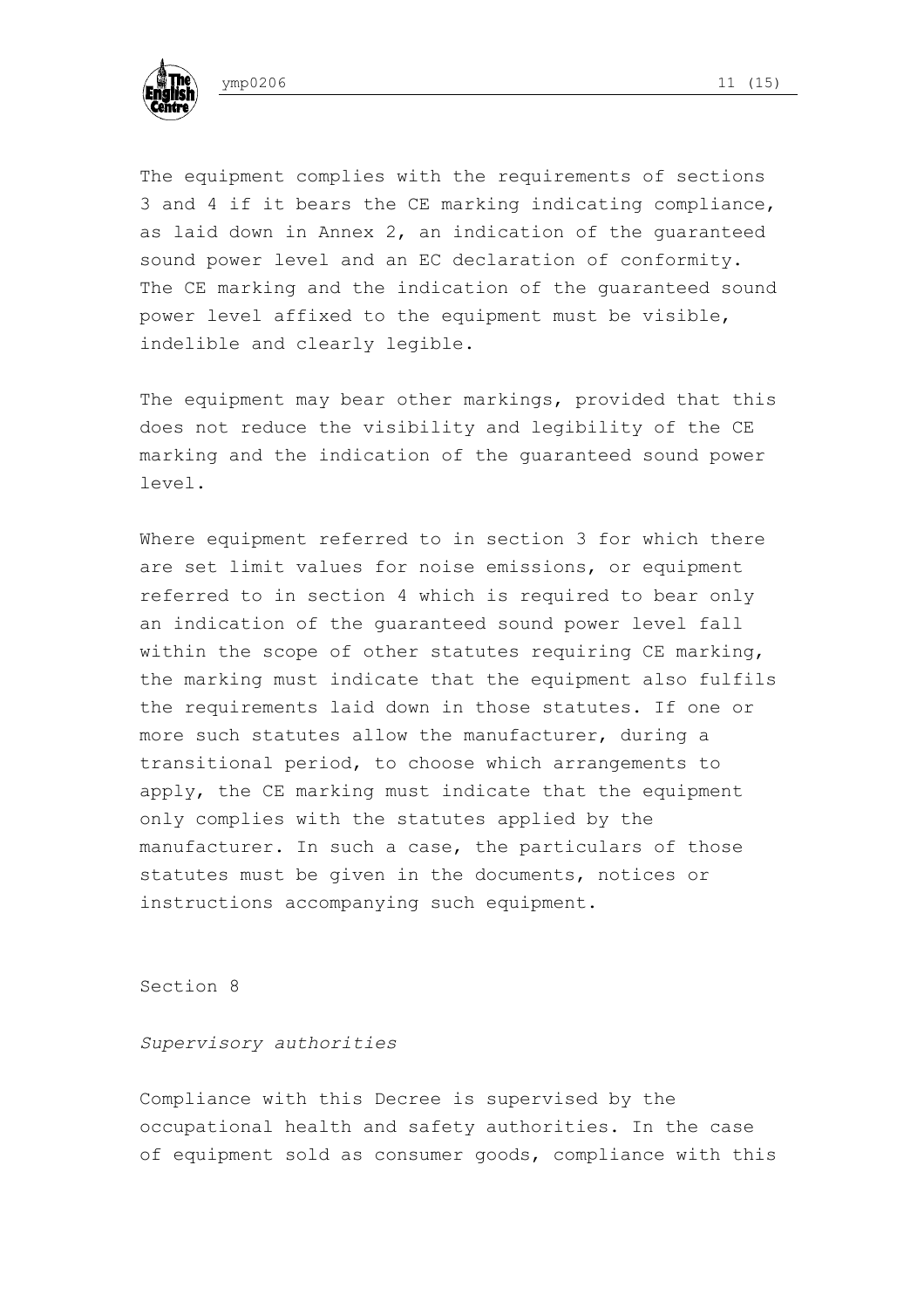The equipment complies with the requirements of sections 3 and 4 if it bears the CE marking indicating compliance, as laid down in Annex 2, an indication of the guaranteed sound power level and an EC declaration of conformity. The CE marking and the indication of the guaranteed sound power level affixed to the equipment must be visible, indelible and clearly legible.

The equipment may bear other markings, provided that this does not reduce the visibility and legibility of the CE marking and the indication of the guaranteed sound power level.

Where equipment referred to in section 3 for which there are set limit values for noise emissions, or equipment referred to in section 4 which is required to bear only an indication of the guaranteed sound power level fall within the scope of other statutes requiring CE marking, the marking must indicate that the equipment also fulfils the requirements laid down in those statutes. If one or more such statutes allow the manufacturer, during a transitional period, to choose which arrangements to apply, the CE marking must indicate that the equipment only complies with the statutes applied by the manufacturer. In such a case, the particulars of those statutes must be given in the documents, notices or instructions accompanying such equipment.

Section 8

*Supervisory authorities*

Compliance with this Decree is supervised by the occupational health and safety authorities. In the case of equipment sold as consumer goods, compliance with this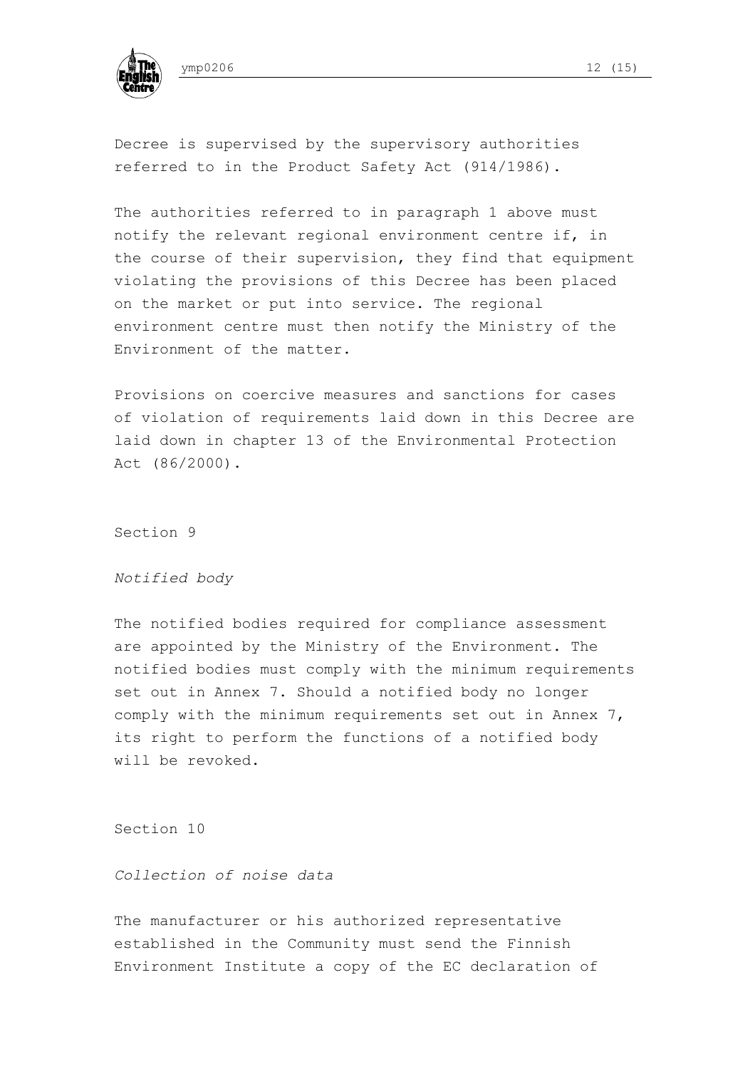Decree is supervised by the supervisory authorities referred to in the Product Safety Act (914/1986).

The authorities referred to in paragraph 1 above must notify the relevant regional environment centre if, in the course of their supervision, they find that equipment violating the provisions of this Decree has been placed on the market or put into service. The regional environment centre must then notify the Ministry of the Environment of the matter.

Provisions on coercive measures and sanctions for cases of violation of requirements laid down in this Decree are laid down in chapter 13 of the Environmental Protection Act (86/2000).

Section 9

*Notified body*

The notified bodies required for compliance assessment are appointed by the Ministry of the Environment. The notified bodies must comply with the minimum requirements set out in Annex 7. Should a notified body no longer comply with the minimum requirements set out in Annex 7, its right to perform the functions of a notified body will be revoked.

Section 10

*Collection of noise data*

The manufacturer or his authorized representative established in the Community must send the Finnish Environment Institute a copy of the EC declaration of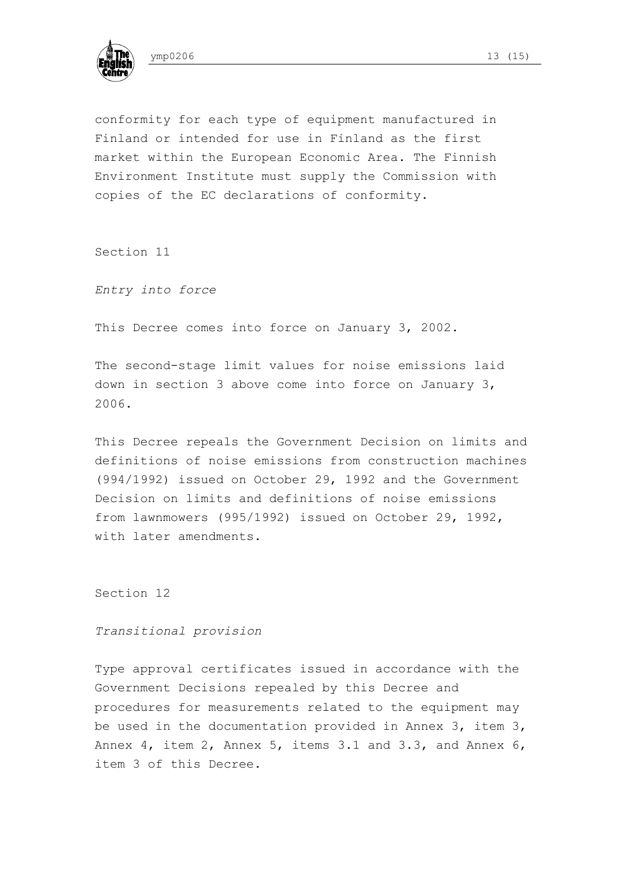conformity for each type of equipment manufactured in Finland or intended for use in Finland as the first market within the European Economic Area. The Finnish Environment Institute must supply the Commission with copies of the EC declarations of conformity.

Section 11

*Entry into force*

This Decree comes into force on January 3, 2002.

The second-stage limit values for noise emissions laid down in section 3 above come into force on January 3, 2006.

This Decree repeals the Government Decision on limits and definitions of noise emissions from construction machines (994/1992) issued on October 29, 1992 and the Government Decision on limits and definitions of noise emissions from lawnmowers (995/1992) issued on October 29, 1992, with later amendments.

Section 12

*Transitional provision*

Type approval certificates issued in accordance with the Government Decisions repealed by this Decree and procedures for measurements related to the equipment may be used in the documentation provided in Annex 3, item 3, Annex 4, item 2, Annex 5, items 3.1 and 3.3, and Annex 6, item 3 of this Decree.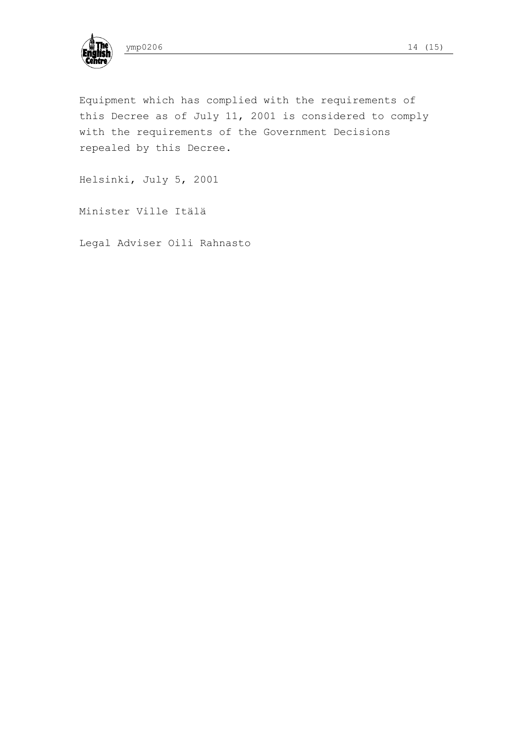Equipment which has complied with the requirements of this Decree as of July 11, 2001 is considered to comply with the requirements of the Government Decisions repealed by this Decree.

Helsinki, July 5, 2001

Minister Ville Itälä

Legal Adviser Oili Rahnasto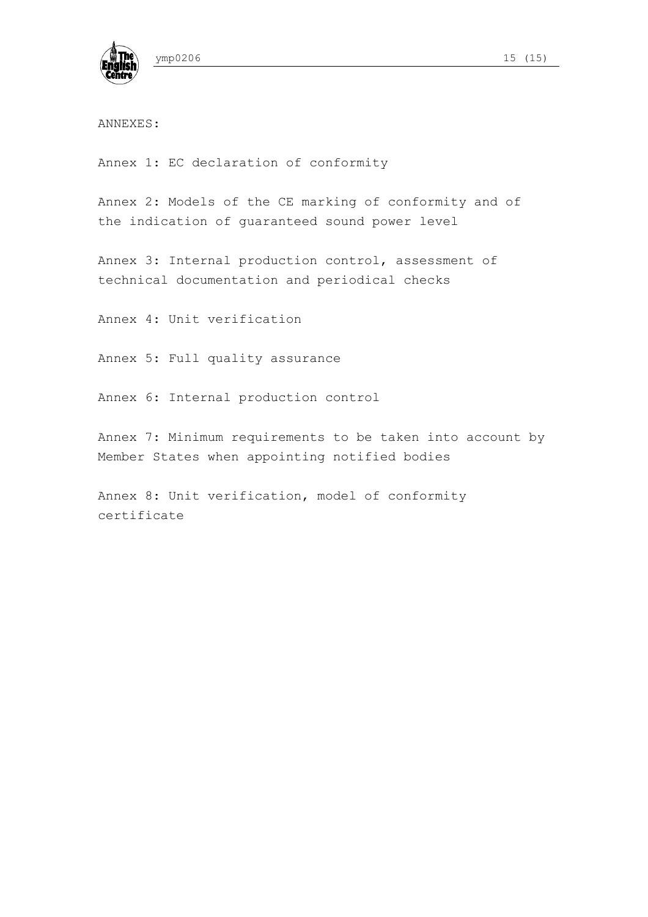ANNEXES:

Annex 1: EC declaration of conformity

Annex 2: Models of the CE marking of conformity and of the indication of guaranteed sound power level

Annex 3: Internal production control, assessment of technical documentation and periodical checks

Annex 4: Unit verification

Annex 5: Full quality assurance

Annex 6: Internal production control

Annex 7: Minimum requirements to be taken into account by Member States when appointing notified bodies

Annex 8: Unit verification, model of conformity certificate